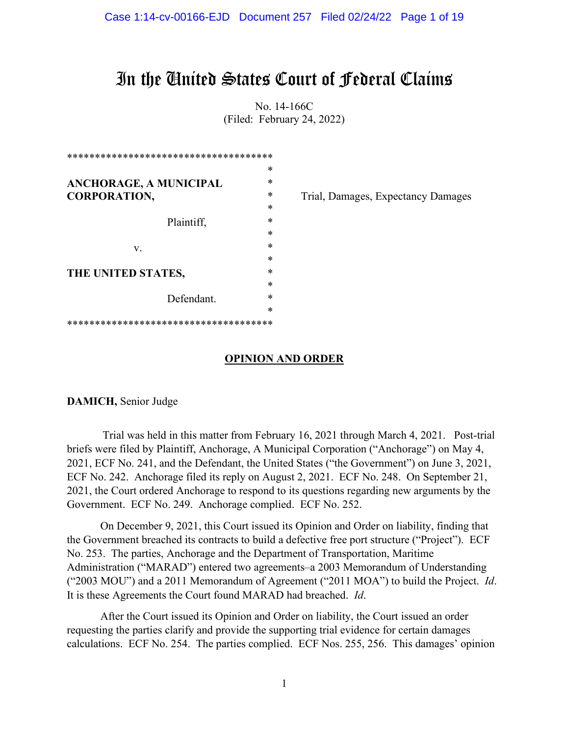# In the United States Court of Federal Claims

No. 14-166C
(Filed: February 24, 2022)

```
************************************
                                   *
ANCHORAGE, A MUNICIPAL             *
CORPORATION,                       *      Trial, Damages, Expectancy Damages
                                   *
              Plaintiff,           *
                                   *
     v.                            *
                                   *
THE UNITED STATES,                 *
                                   *
              Defendant.           *
                                   *
************************************
```

## OPINION AND ORDER

**DAMICH,** Senior Judge

Trial was held in this matter from February 16, 2021 through March 4, 2021. Post-trial briefs were filed by Plaintiff, Anchorage, A Municipal Corporation ("Anchorage") on May 4, 2021, ECF No. 241, and the Defendant, the United States ("the Government") on June 3, 2021, ECF No. 242. Anchorage filed its reply on August 2, 2021. ECF No. 248. On September 21, 2021, the Court ordered Anchorage to respond to its questions regarding new arguments by the Government. ECF No. 249. Anchorage complied. ECF No. 252.

On December 9, 2021, this Court issued its Opinion and Order on liability, finding that the Government breached its contracts to build a defective free port structure ("Project"). ECF No. 253. The parties, Anchorage and the Department of Transportation, Maritime Administration ("MARAD") entered two agreements–a 2003 Memorandum of Understanding ("2003 MOU") and a 2011 Memorandum of Agreement ("2011 MOA") to build the Project. *Id*. It is these Agreements the Court found MARAD had breached. *Id*.

After the Court issued its Opinion and Order on liability, the Court issued an order requesting the parties clarify and provide the supporting trial evidence for certain damages calculations. ECF No. 254. The parties complied. ECF Nos. 255, 256. This damages' opinion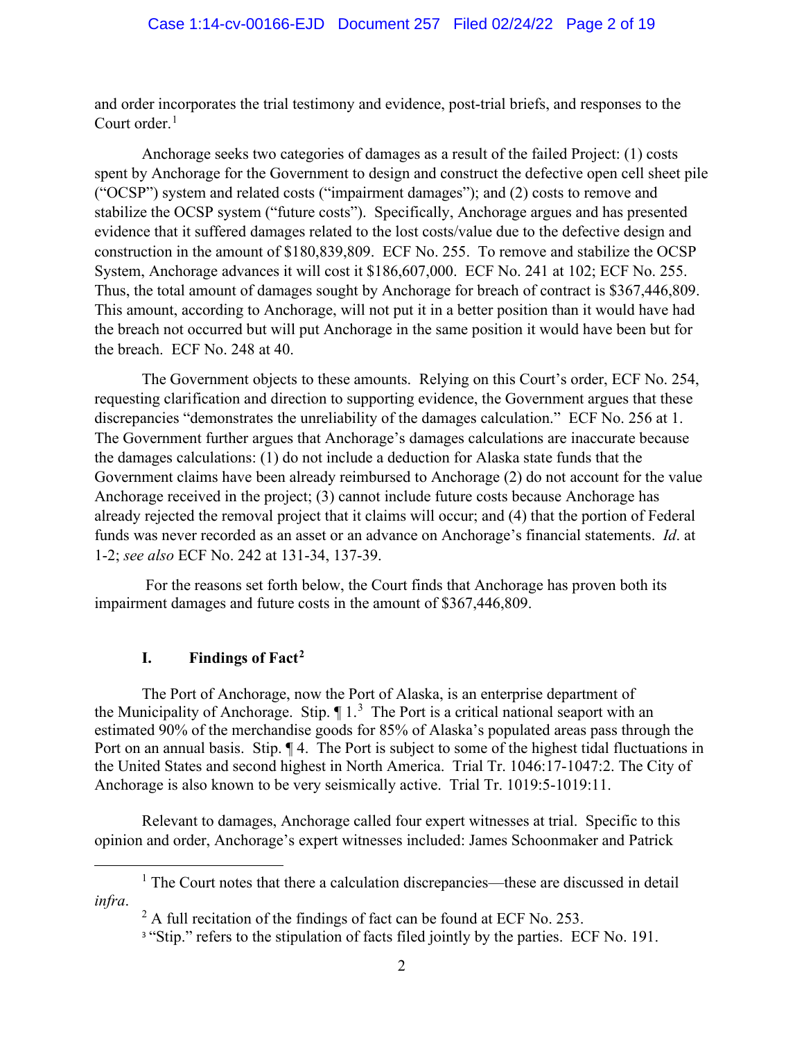and order incorporates the trial testimony and evidence, post-trial briefs, and responses to the Court order.[1]

Anchorage seeks two categories of damages as a result of the failed Project: (1) costs spent by Anchorage for the Government to design and construct the defective open cell sheet pile ("OCSP") system and related costs ("impairment damages"); and (2) costs to remove and stabilize the OCSP system ("future costs"). Specifically, Anchorage argues and has presented evidence that it suffered damages related to the lost costs/value due to the defective design and construction in the amount of $180,839,809. ECF No. 255. To remove and stabilize the OCSP System, Anchorage advances it will cost it $186,607,000. ECF No. 241 at 102; ECF No. 255. Thus, the total amount of damages sought by Anchorage for breach of contract is $367,446,809. This amount, according to Anchorage, will not put it in a better position than it would have had the breach not occurred but will put Anchorage in the same position it would have been but for the breach. ECF No. 248 at 40.

The Government objects to these amounts. Relying on this Court's order, ECF No. 254, requesting clarification and direction to supporting evidence, the Government argues that these discrepancies "demonstrates the unreliability of the damages calculation." ECF No. 256 at 1. The Government further argues that Anchorage's damages calculations are inaccurate because the damages calculations: (1) do not include a deduction for Alaska state funds that the Government claims have been already reimbursed to Anchorage (2) do not account for the value Anchorage received in the project; (3) cannot include future costs because Anchorage has already rejected the removal project that it claims will occur; and (4) that the portion of Federal funds was never recorded as an asset or an advance on Anchorage's financial statements. *Id*. at 1-2; *see also* ECF No. 242 at 131-34, 137-39.

For the reasons set forth below, the Court finds that Anchorage has proven both its impairment damages and future costs in the amount of $367,446,809.

## I. Findings of Fact[2]

The Port of Anchorage, now the Port of Alaska, is an enterprise department of the Municipality of Anchorage. Stip. ¶ 1.[3] The Port is a critical national seaport with an estimated 90% of the merchandise goods for 85% of Alaska's populated areas pass through the Port on an annual basis. Stip. ¶ 4. The Port is subject to some of the highest tidal fluctuations in the United States and second highest in North America. Trial Tr. 1046:17-1047:2. The City of Anchorage is also known to be very seismically active. Trial Tr. 1019:5-1019:11.

Relevant to damages, Anchorage called four expert witnesses at trial. Specific to this opinion and order, Anchorage's expert witnesses included: James Schoonmaker and Patrick

---

[1] The Court notes that there a calculation discrepancies—these are discussed in detail *infra*.

[2] A full recitation of the findings of fact can be found at ECF No. 253.

[3] "Stip." refers to the stipulation of facts filed jointly by the parties. ECF No. 191.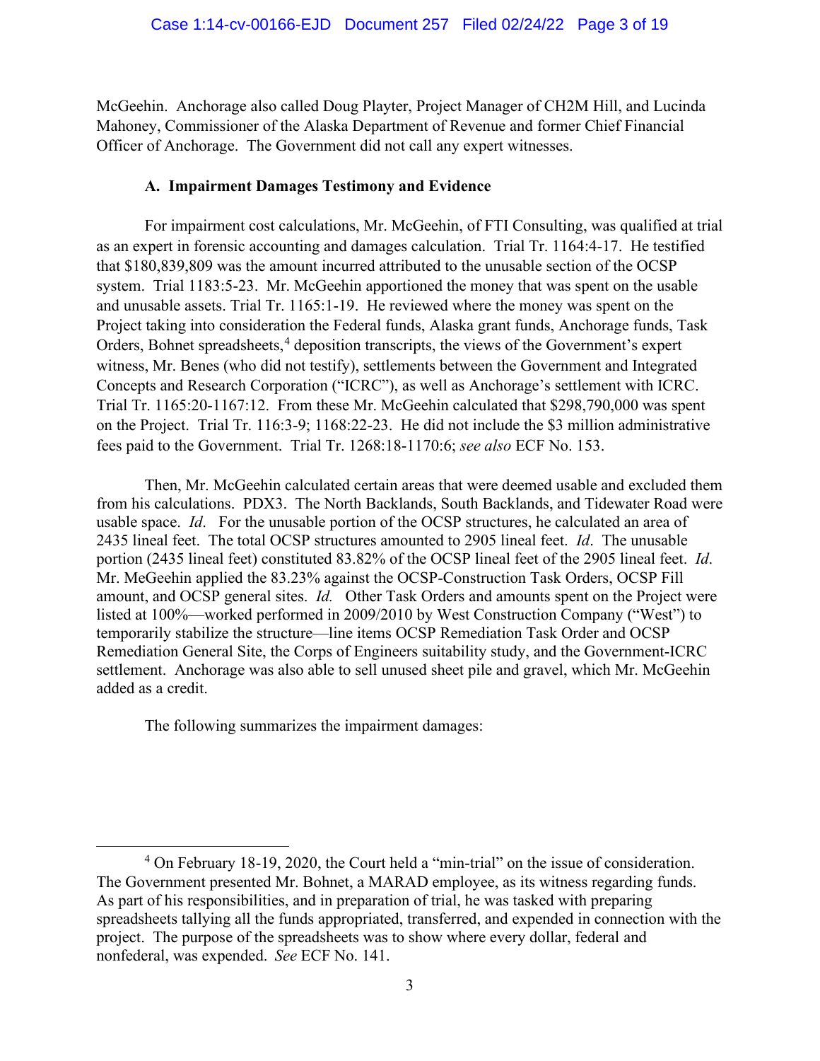McGeehin. Anchorage also called Doug Playter, Project Manager of CH2M Hill, and Lucinda Mahoney, Commissioner of the Alaska Department of Revenue and former Chief Financial Officer of Anchorage. The Government did not call any expert witnesses.

### A. Impairment Damages Testimony and Evidence

For impairment cost calculations, Mr. McGeehin, of FTI Consulting, was qualified at trial as an expert in forensic accounting and damages calculation. Trial Tr. 1164:4-17. He testified that $180,839,809 was the amount incurred attributed to the unusable section of the OCSP system. Trial 1183:5-23. Mr. McGeehin apportioned the money that was spent on the usable and unusable assets. Trial Tr. 1165:1-19. He reviewed where the money was spent on the Project taking into consideration the Federal funds, Alaska grant funds, Anchorage funds, Task Orders, Bohnet spreadsheets,[4] deposition transcripts, the views of the Government's expert witness, Mr. Benes (who did not testify), settlements between the Government and Integrated Concepts and Research Corporation ("ICRC"), as well as Anchorage's settlement with ICRC. Trial Tr. 1165:20-1167:12. From these Mr. McGeehin calculated that $298,790,000 was spent on the Project. Trial Tr. 116:3-9; 1168:22-23. He did not include the $3 million administrative fees paid to the Government. Trial Tr. 1268:18-1170:6; *see also* ECF No. 153.

Then, Mr. McGeehin calculated certain areas that were deemed usable and excluded them from his calculations. PDX3. The North Backlands, South Backlands, and Tidewater Road were usable space. *Id*. For the unusable portion of the OCSP structures, he calculated an area of 2435 lineal feet. The total OCSP structures amounted to 2905 lineal feet. *Id*. The unusable portion (2435 lineal feet) constituted 83.82% of the OCSP lineal feet of the 2905 lineal feet. *Id*. Mr. MeGeehin applied the 83.23% against the OCSP-Construction Task Orders, OCSP Fill amount, and OCSP general sites. *Id.* Other Task Orders and amounts spent on the Project were listed at 100%—worked performed in 2009/2010 by West Construction Company ("West") to temporarily stabilize the structure—line items OCSP Remediation Task Order and OCSP Remediation General Site, the Corps of Engineers suitability study, and the Government-ICRC settlement. Anchorage was also able to sell unused sheet pile and gravel, which Mr. McGeehin added as a credit.

The following summarizes the impairment damages:

---

[4] On February 18-19, 2020, the Court held a "min-trial" on the issue of consideration. The Government presented Mr. Bohnet, a MARAD employee, as its witness regarding funds. As part of his responsibilities, and in preparation of trial, he was tasked with preparing spreadsheets tallying all the funds appropriated, transferred, and expended in connection with the project. The purpose of the spreadsheets was to show where every dollar, federal and nonfederal, was expended. *See* ECF No. 141.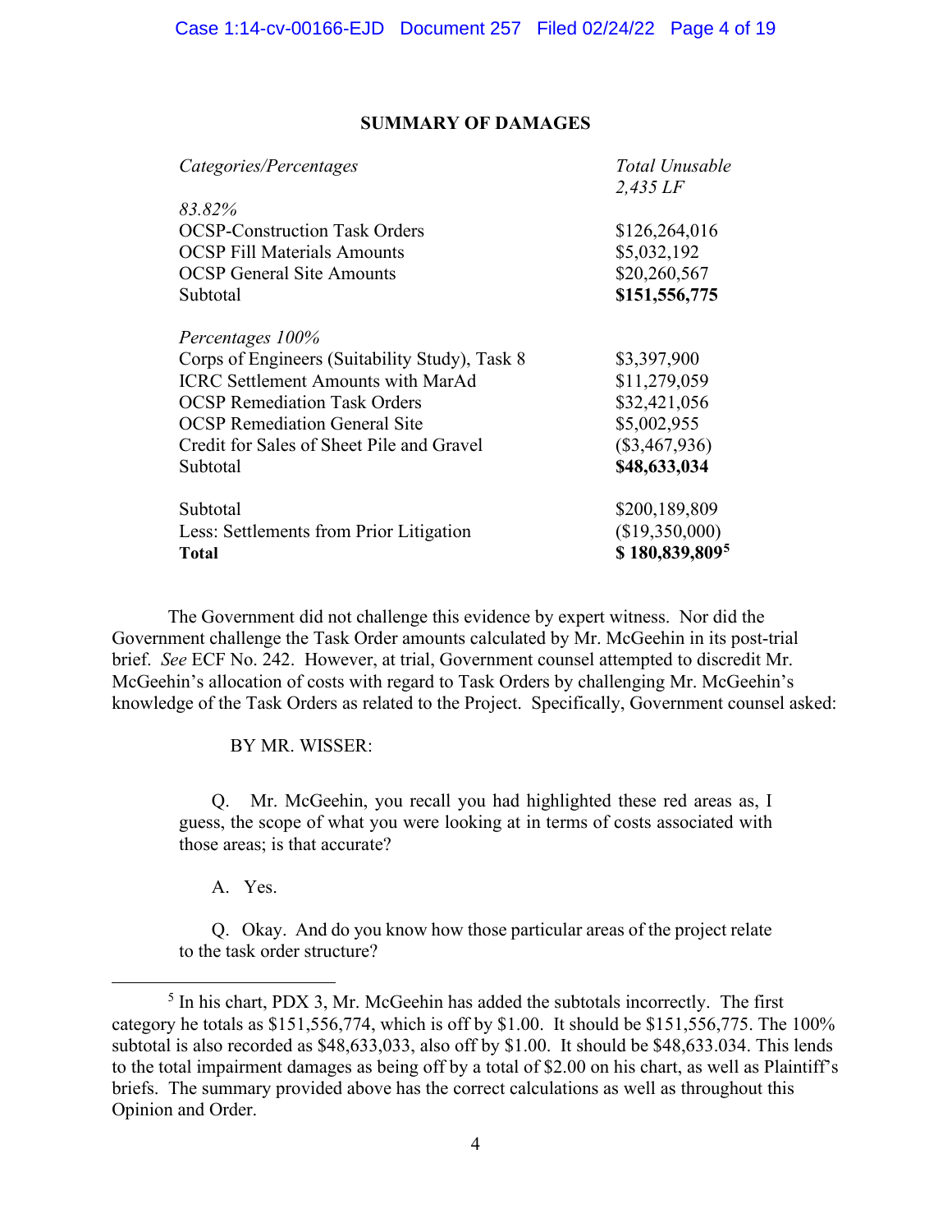## SUMMARY OF DAMAGES

| *Categories/Percentages* | *Total Unusable 2,435 LF* |
|---|---|
| *83.82%* | |
| OCSP-Construction Task Orders | $126,264,016 |
| OCSP Fill Materials Amounts | $5,032,192 |
| OCSP General Site Amounts | $20,260,567 |
| Subtotal | **$151,556,775** |
| *Percentages 100%* | |
| Corps of Engineers (Suitability Study), Task 8 | $3,397,900 |
| ICRC Settlement Amounts with MarAd | $11,279,059 |
| OCSP Remediation Task Orders | $32,421,056 |
| OCSP Remediation General Site | $5,002,955 |
| Credit for Sales of Sheet Pile and Gravel | ($3,467,936) |
| Subtotal | **$48,633,034** |
| Subtotal | $200,189,809 |
| Less: Settlements from Prior Litigation | ($19,350,000) |
| **Total** | **$ 180,839,809**[5] |

The Government did not challenge this evidence by expert witness. Nor did the Government challenge the Task Order amounts calculated by Mr. McGeehin in its post-trial brief. *See* ECF No. 242. However, at trial, Government counsel attempted to discredit Mr. McGeehin's allocation of costs with regard to Task Orders by challenging Mr. McGeehin's knowledge of the Task Orders as related to the Project. Specifically, Government counsel asked:

> BY MR. WISSER:
>
> Q. Mr. McGeehin, you recall you had highlighted these red areas as, I guess, the scope of what you were looking at in terms of costs associated with those areas; is that accurate?
>
> A. Yes.
>
> Q. Okay. And do you know how those particular areas of the project relate to the task order structure?

---

[5] In his chart, PDX 3, Mr. McGeehin has added the subtotals incorrectly. The first category he totals as $151,556,774, which is off by $1.00. It should be $151,556,775. The 100% subtotal is also recorded as $48,633,033, also off by $1.00. It should be $48,633.034. This lends to the total impairment damages as being off by a total of $2.00 on his chart, as well as Plaintiff's briefs. The summary provided above has the correct calculations as well as throughout this Opinion and Order.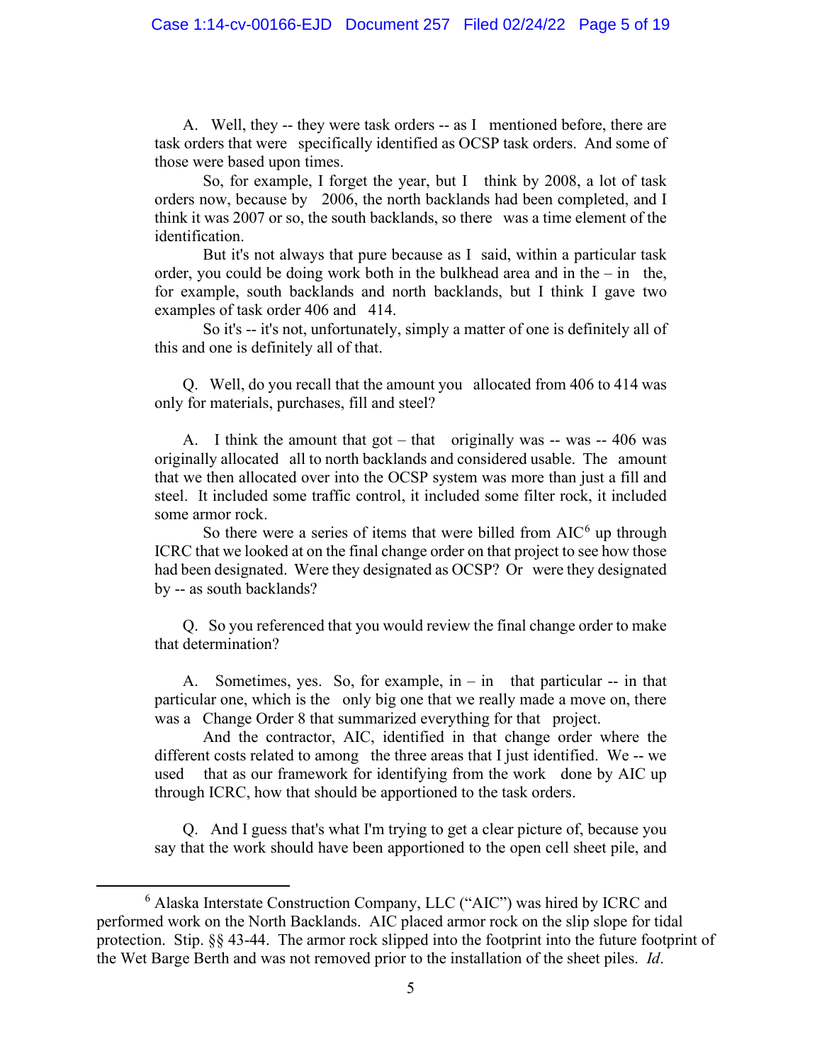A. Well, they -- they were task orders -- as I mentioned before, there are task orders that were specifically identified as OCSP task orders. And some of those were based upon times.

So, for example, I forget the year, but I think by 2008, a lot of task orders now, because by 2006, the north backlands had been completed, and I think it was 2007 or so, the south backlands, so there was a time element of the identification.

But it's not always that pure because as I said, within a particular task order, you could be doing work both in the bulkhead area and in the – in the, for example, south backlands and north backlands, but I think I gave two examples of task order 406 and 414.

So it's -- it's not, unfortunately, simply a matter of one is definitely all of this and one is definitely all of that.

Q. Well, do you recall that the amount you allocated from 406 to 414 was only for materials, purchases, fill and steel?

A. I think the amount that got – that originally was -- was -- 406 was originally allocated all to north backlands and considered usable. The amount that we then allocated over into the OCSP system was more than just a fill and steel. It included some traffic control, it included some filter rock, it included some armor rock.

So there were a series of items that were billed from AIC[6] up through ICRC that we looked at on the final change order on that project to see how those had been designated. Were they designated as OCSP? Or were they designated by -- as south backlands?

Q. So you referenced that you would review the final change order to make that determination?

A. Sometimes, yes. So, for example, in – in that particular -- in that particular one, which is the only big one that we really made a move on, there was a Change Order 8 that summarized everything for that project.

And the contractor, AIC, identified in that change order where the different costs related to among the three areas that I just identified. We -- we used that as our framework for identifying from the work done by AIC up through ICRC, how that should be apportioned to the task orders.

Q. And I guess that's what I'm trying to get a clear picture of, because you say that the work should have been apportioned to the open cell sheet pile, and

---

[6] Alaska Interstate Construction Company, LLC ("AIC") was hired by ICRC and performed work on the North Backlands. AIC placed armor rock on the slip slope for tidal protection. Stip. §§ 43-44. The armor rock slipped into the footprint into the future footprint of the Wet Barge Berth and was not removed prior to the installation of the sheet piles. *Id*.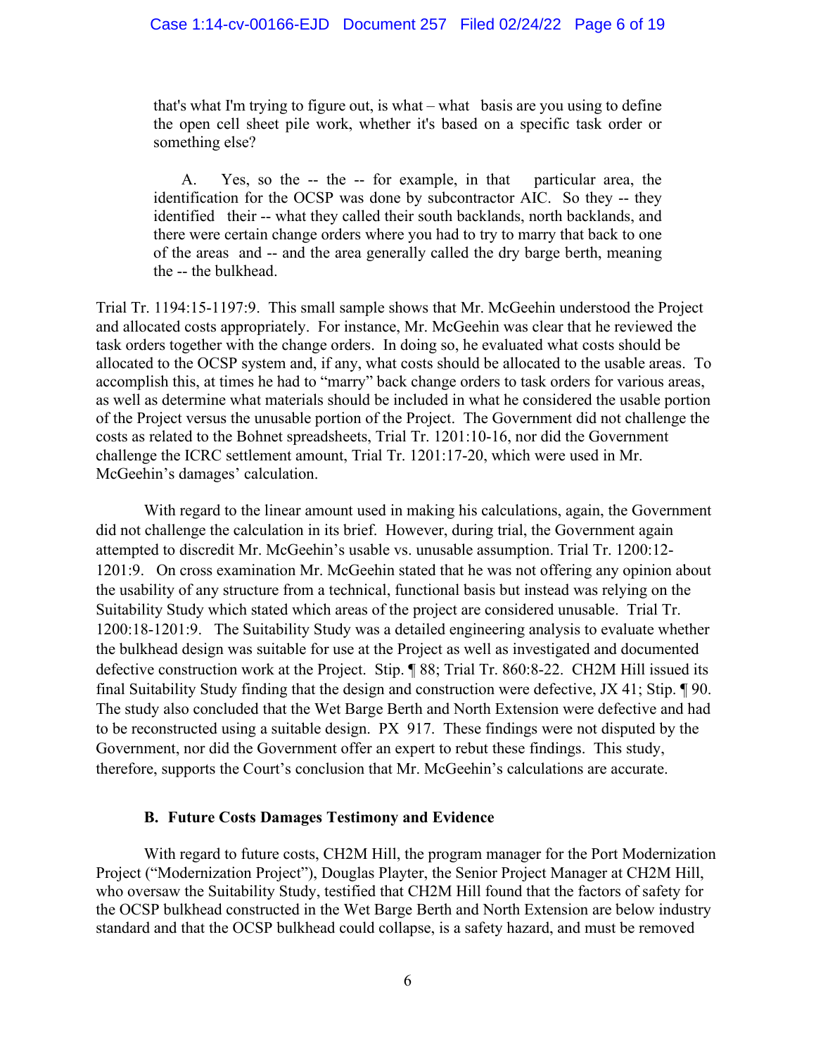> that's what I'm trying to figure out, is what – what basis are you using to define the open cell sheet pile work, whether it's based on a specific task order or something else?
>
> A. Yes, so the -- the -- for example, in that particular area, the identification for the OCSP was done by subcontractor AIC. So they -- they identified their -- what they called their south backlands, north backlands, and there were certain change orders where you had to try to marry that back to one of the areas and -- and the area generally called the dry barge berth, meaning the -- the bulkhead.

Trial Tr. 1194:15-1197:9. This small sample shows that Mr. McGeehin understood the Project and allocated costs appropriately. For instance, Mr. McGeehin was clear that he reviewed the task orders together with the change orders. In doing so, he evaluated what costs should be allocated to the OCSP system and, if any, what costs should be allocated to the usable areas. To accomplish this, at times he had to "marry" back change orders to task orders for various areas, as well as determine what materials should be included in what he considered the usable portion of the Project versus the unusable portion of the Project. The Government did not challenge the costs as related to the Bohnet spreadsheets, Trial Tr. 1201:10-16, nor did the Government challenge the ICRC settlement amount, Trial Tr. 1201:17-20, which were used in Mr. McGeehin's damages' calculation.

With regard to the linear amount used in making his calculations, again, the Government did not challenge the calculation in its brief. However, during trial, the Government again attempted to discredit Mr. McGeehin's usable vs. unusable assumption. Trial Tr. 1200:12-1201:9. On cross examination Mr. McGeehin stated that he was not offering any opinion about the usability of any structure from a technical, functional basis but instead was relying on the Suitability Study which stated which areas of the project are considered unusable. Trial Tr. 1200:18-1201:9. The Suitability Study was a detailed engineering analysis to evaluate whether the bulkhead design was suitable for use at the Project as well as investigated and documented defective construction work at the Project. Stip. ¶ 88; Trial Tr. 860:8-22. CH2M Hill issued its final Suitability Study finding that the design and construction were defective, JX 41; Stip. ¶ 90. The study also concluded that the Wet Barge Berth and North Extension were defective and had to be reconstructed using a suitable design. PX 917. These findings were not disputed by the Government, nor did the Government offer an expert to rebut these findings. This study, therefore, supports the Court's conclusion that Mr. McGeehin's calculations are accurate.

### B. Future Costs Damages Testimony and Evidence

With regard to future costs, CH2M Hill, the program manager for the Port Modernization Project ("Modernization Project"), Douglas Playter, the Senior Project Manager at CH2M Hill, who oversaw the Suitability Study, testified that CH2M Hill found that the factors of safety for the OCSP bulkhead constructed in the Wet Barge Berth and North Extension are below industry standard and that the OCSP bulkhead could collapse, is a safety hazard, and must be removed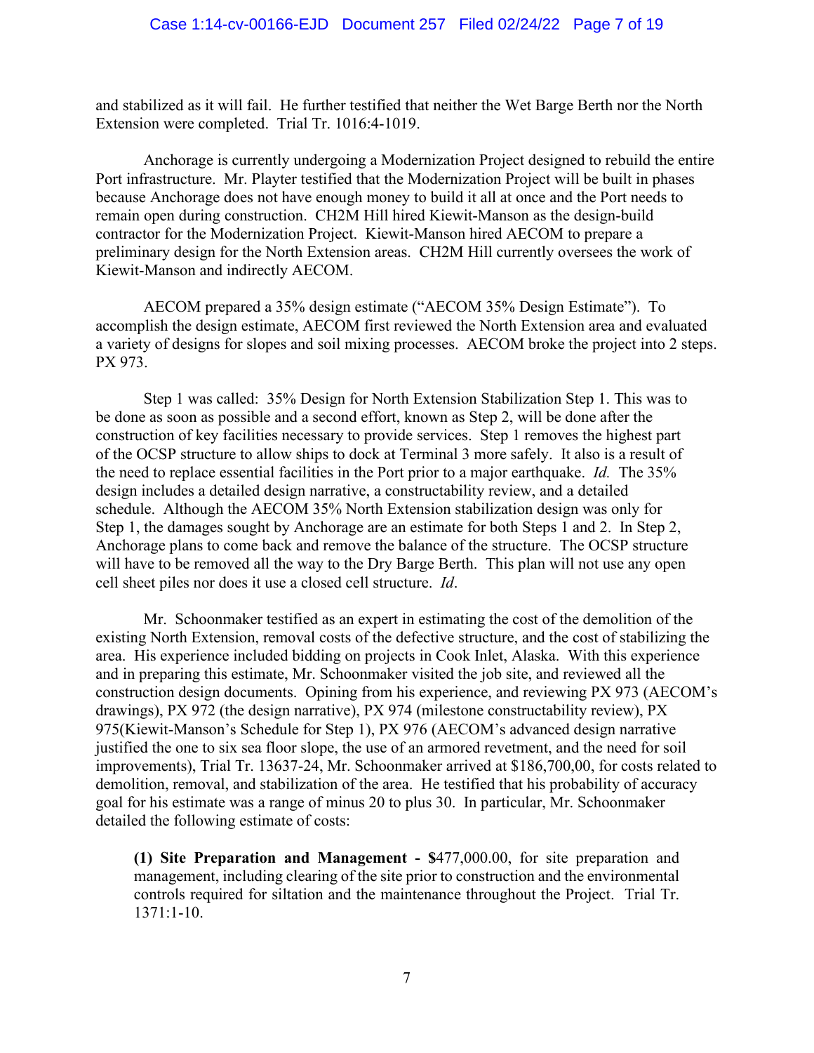and stabilized as it will fail. He further testified that neither the Wet Barge Berth nor the North Extension were completed. Trial Tr. 1016:4-1019.

Anchorage is currently undergoing a Modernization Project designed to rebuild the entire Port infrastructure. Mr. Playter testified that the Modernization Project will be built in phases because Anchorage does not have enough money to build it all at once and the Port needs to remain open during construction. CH2M Hill hired Kiewit-Manson as the design-build contractor for the Modernization Project. Kiewit-Manson hired AECOM to prepare a preliminary design for the North Extension areas. CH2M Hill currently oversees the work of Kiewit-Manson and indirectly AECOM.

AECOM prepared a 35% design estimate ("AECOM 35% Design Estimate"). To accomplish the design estimate, AECOM first reviewed the North Extension area and evaluated a variety of designs for slopes and soil mixing processes. AECOM broke the project into 2 steps. PX 973.

Step 1 was called: 35% Design for North Extension Stabilization Step 1. This was to be done as soon as possible and a second effort, known as Step 2, will be done after the construction of key facilities necessary to provide services. Step 1 removes the highest part of the OCSP structure to allow ships to dock at Terminal 3 more safely. It also is a result of the need to replace essential facilities in the Port prior to a major earthquake. *Id.* The 35% design includes a detailed design narrative, a constructability review, and a detailed schedule. Although the AECOM 35% North Extension stabilization design was only for Step 1, the damages sought by Anchorage are an estimate for both Steps 1 and 2. In Step 2, Anchorage plans to come back and remove the balance of the structure. The OCSP structure will have to be removed all the way to the Dry Barge Berth. This plan will not use any open cell sheet piles nor does it use a closed cell structure. *Id*.

Mr. Schoonmaker testified as an expert in estimating the cost of the demolition of the existing North Extension, removal costs of the defective structure, and the cost of stabilizing the area. His experience included bidding on projects in Cook Inlet, Alaska. With this experience and in preparing this estimate, Mr. Schoonmaker visited the job site, and reviewed all the construction design documents. Opining from his experience, and reviewing PX 973 (AECOM's drawings), PX 972 (the design narrative), PX 974 (milestone constructability review), PX 975(Kiewit-Manson's Schedule for Step 1), PX 976 (AECOM's advanced design narrative justified the one to six sea floor slope, the use of an armored revetment, and the need for soil improvements), Trial Tr. 13637-24, Mr. Schoonmaker arrived at $186,700,00, for costs related to demolition, removal, and stabilization of the area. He testified that his probability of accuracy goal for his estimate was a range of minus 20 to plus 30. In particular, Mr. Schoonmaker detailed the following estimate of costs:

> **(1) Site Preparation and Management -** $477,000.00, for site preparation and management, including clearing of the site prior to construction and the environmental controls required for siltation and the maintenance throughout the Project. Trial Tr. 1371:1-10.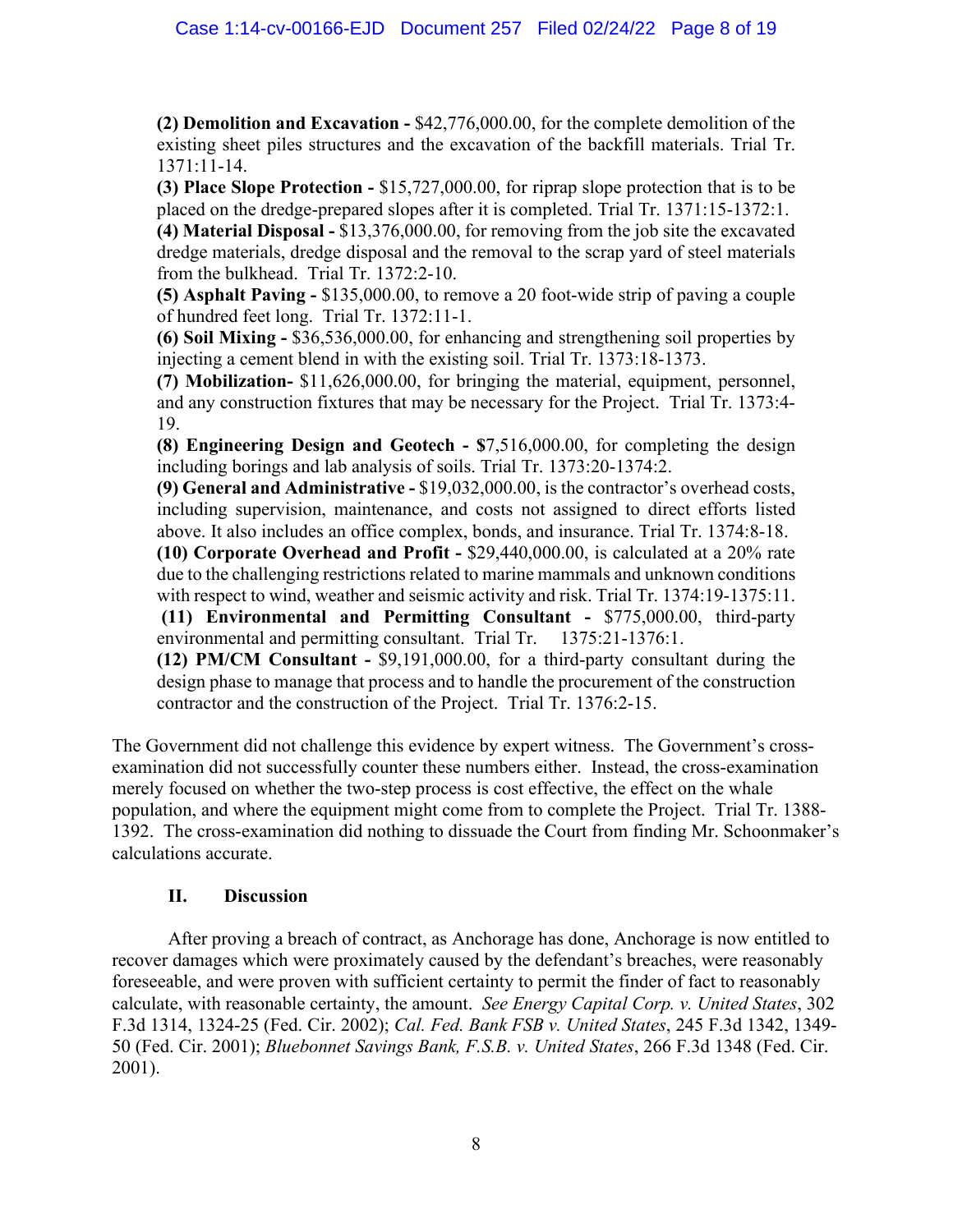**(2) Demolition and Excavation -** $42,776,000.00, for the complete demolition of the existing sheet piles structures and the excavation of the backfill materials. Trial Tr. 1371:11-14.

**(3) Place Slope Protection -** $15,727,000.00, for riprap slope protection that is to be placed on the dredge-prepared slopes after it is completed. Trial Tr. 1371:15-1372:1.

**(4) Material Disposal -** $13,376,000.00, for removing from the job site the excavated dredge materials, dredge disposal and the removal to the scrap yard of steel materials from the bulkhead. Trial Tr. 1372:2-10.

**(5) Asphalt Paving -** $135,000.00, to remove a 20 foot-wide strip of paving a couple of hundred feet long. Trial Tr. 1372:11-1.

**(6) Soil Mixing -** $36,536,000.00, for enhancing and strengthening soil properties by injecting a cement blend in with the existing soil. Trial Tr. 1373:18-1373.

**(7) Mobilization-** $11,626,000.00, for bringing the material, equipment, personnel, and any construction fixtures that may be necessary for the Project. Trial Tr. 1373:4-19.

**(8) Engineering Design and Geotech - $**7,516,000.00, for completing the design including borings and lab analysis of soils. Trial Tr. 1373:20-1374:2.

**(9) General and Administrative -** $19,032,000.00, is the contractor's overhead costs, including supervision, maintenance, and costs not assigned to direct efforts listed above. It also includes an office complex, bonds, and insurance. Trial Tr. 1374:8-18.

**(10) Corporate Overhead and Profit -** $29,440,000.00, is calculated at a 20% rate due to the challenging restrictions related to marine mammals and unknown conditions with respect to wind, weather and seismic activity and risk. Trial Tr. 1374:19-1375:11.

**(11) Environmental and Permitting Consultant -** $775,000.00, third-party environmental and permitting consultant. Trial Tr. 1375:21-1376:1.

**(12) PM/CM Consultant -** $9,191,000.00, for a third-party consultant during the design phase to manage that process and to handle the procurement of the construction contractor and the construction of the Project. Trial Tr. 1376:2-15.

The Government did not challenge this evidence by expert witness. The Government's cross-examination did not successfully counter these numbers either. Instead, the cross-examination merely focused on whether the two-step process is cost effective, the effect on the whale population, and where the equipment might come from to complete the Project. Trial Tr. 1388-1392. The cross-examination did nothing to dissuade the Court from finding Mr. Schoonmaker's calculations accurate.

## II. Discussion

After proving a breach of contract, as Anchorage has done, Anchorage is now entitled to recover damages which were proximately caused by the defendant's breaches, were reasonably foreseeable, and were proven with sufficient certainty to permit the finder of fact to reasonably calculate, with reasonable certainty, the amount. *See Energy Capital Corp. v. United States*, 302 F.3d 1314, 1324-25 (Fed. Cir. 2002); *Cal. Fed. Bank FSB v. United States*, 245 F.3d 1342, 1349-50 (Fed. Cir. 2001); *Bluebonnet Savings Bank, F.S.B. v. United States*, 266 F.3d 1348 (Fed. Cir. 2001).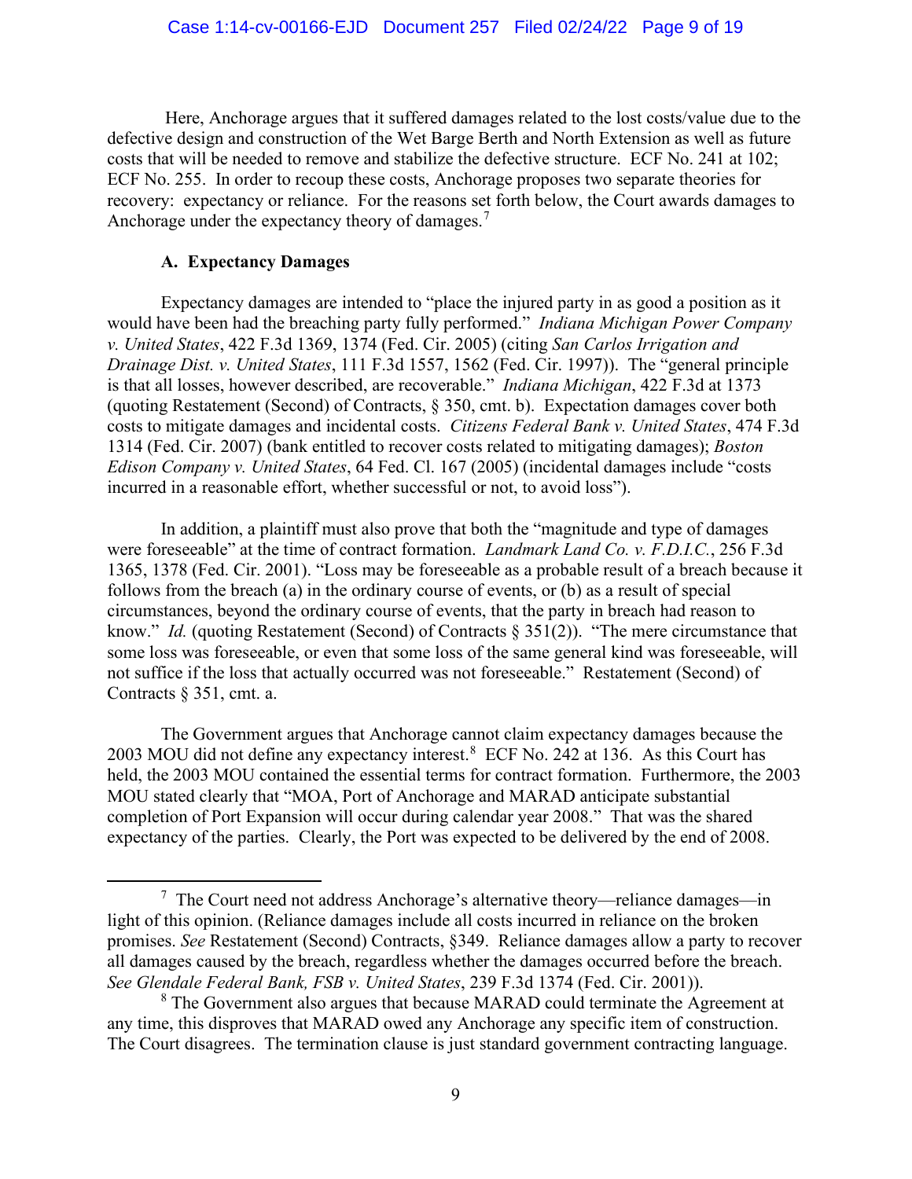Here, Anchorage argues that it suffered damages related to the lost costs/value due to the defective design and construction of the Wet Barge Berth and North Extension as well as future costs that will be needed to remove and stabilize the defective structure. ECF No. 241 at 102; ECF No. 255. In order to recoup these costs, Anchorage proposes two separate theories for recovery: expectancy or reliance. For the reasons set forth below, the Court awards damages to Anchorage under the expectancy theory of damages.[7]

### A. Expectancy Damages

Expectancy damages are intended to "place the injured party in as good a position as it would have been had the breaching party fully performed." *Indiana Michigan Power Company v. United States*, 422 F.3d 1369, 1374 (Fed. Cir. 2005) (citing *San Carlos Irrigation and Drainage Dist. v. United States*, 111 F.3d 1557, 1562 (Fed. Cir. 1997)). The "general principle is that all losses, however described, are recoverable." *Indiana Michigan*, 422 F.3d at 1373 (quoting Restatement (Second) of Contracts, § 350, cmt. b). Expectation damages cover both costs to mitigate damages and incidental costs. *Citizens Federal Bank v. United States*, 474 F.3d 1314 (Fed. Cir. 2007) (bank entitled to recover costs related to mitigating damages); *Boston Edison Company v. United States*, 64 Fed. Cl. 167 (2005) (incidental damages include "costs incurred in a reasonable effort, whether successful or not, to avoid loss").

In addition, a plaintiff must also prove that both the "magnitude and type of damages were foreseeable" at the time of contract formation. *Landmark Land Co. v. F.D.I.C.*, 256 F.3d 1365, 1378 (Fed. Cir. 2001). "Loss may be foreseeable as a probable result of a breach because it follows from the breach (a) in the ordinary course of events, or (b) as a result of special circumstances, beyond the ordinary course of events, that the party in breach had reason to know." *Id.* (quoting Restatement (Second) of Contracts § 351(2)). "The mere circumstance that some loss was foreseeable, or even that some loss of the same general kind was foreseeable, will not suffice if the loss that actually occurred was not foreseeable." Restatement (Second) of Contracts § 351, cmt. a.

The Government argues that Anchorage cannot claim expectancy damages because the 2003 MOU did not define any expectancy interest.[8] ECF No. 242 at 136. As this Court has held, the 2003 MOU contained the essential terms for contract formation. Furthermore, the 2003 MOU stated clearly that "MOA, Port of Anchorage and MARAD anticipate substantial completion of Port Expansion will occur during calendar year 2008." That was the shared expectancy of the parties. Clearly, the Port was expected to be delivered by the end of 2008.

---

[7] The Court need not address Anchorage's alternative theory—reliance damages—in light of this opinion. (Reliance damages include all costs incurred in reliance on the broken promises. *See* Restatement (Second) Contracts, §349. Reliance damages allow a party to recover all damages caused by the breach, regardless whether the damages occurred before the breach. *See Glendale Federal Bank, FSB v. United States*, 239 F.3d 1374 (Fed. Cir. 2001)).

[8] The Government also argues that because MARAD could terminate the Agreement at any time, this disproves that MARAD owed any Anchorage any specific item of construction. The Court disagrees. The termination clause is just standard government contracting language.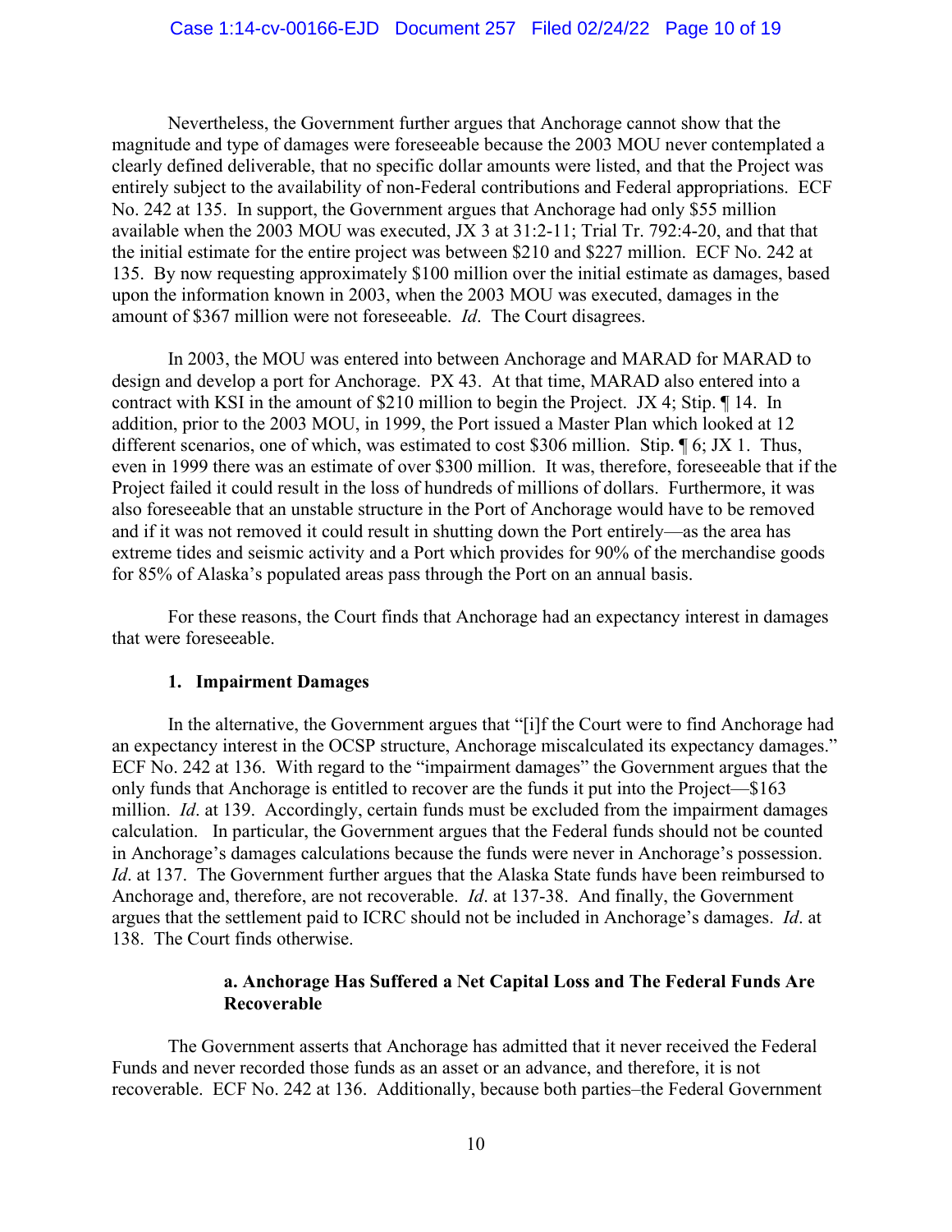Nevertheless, the Government further argues that Anchorage cannot show that the magnitude and type of damages were foreseeable because the 2003 MOU never contemplated a clearly defined deliverable, that no specific dollar amounts were listed, and that the Project was entirely subject to the availability of non-Federal contributions and Federal appropriations. ECF No. 242 at 135. In support, the Government argues that Anchorage had only $55 million available when the 2003 MOU was executed, JX 3 at 31:2-11; Trial Tr. 792:4-20, and that that the initial estimate for the entire project was between $210 and $227 million. ECF No. 242 at 135. By now requesting approximately $100 million over the initial estimate as damages, based upon the information known in 2003, when the 2003 MOU was executed, damages in the amount of $367 million were not foreseeable. *Id*. The Court disagrees.

In 2003, the MOU was entered into between Anchorage and MARAD for MARAD to design and develop a port for Anchorage. PX 43. At that time, MARAD also entered into a contract with KSI in the amount of $210 million to begin the Project. JX 4; Stip. ¶ 14. In addition, prior to the 2003 MOU, in 1999, the Port issued a Master Plan which looked at 12 different scenarios, one of which, was estimated to cost $306 million. Stip. ¶ 6; JX 1. Thus, even in 1999 there was an estimate of over $300 million. It was, therefore, foreseeable that if the Project failed it could result in the loss of hundreds of millions of dollars. Furthermore, it was also foreseeable that an unstable structure in the Port of Anchorage would have to be removed and if it was not removed it could result in shutting down the Port entirely—as the area has extreme tides and seismic activity and a Port which provides for 90% of the merchandise goods for 85% of Alaska's populated areas pass through the Port on an annual basis.

For these reasons, the Court finds that Anchorage had an expectancy interest in damages that were foreseeable.

### 1. Impairment Damages

In the alternative, the Government argues that "[i]f the Court were to find Anchorage had an expectancy interest in the OCSP structure, Anchorage miscalculated its expectancy damages." ECF No. 242 at 136. With regard to the "impairment damages" the Government argues that the only funds that Anchorage is entitled to recover are the funds it put into the Project—$163 million. *Id*. at 139. Accordingly, certain funds must be excluded from the impairment damages calculation. In particular, the Government argues that the Federal funds should not be counted in Anchorage's damages calculations because the funds were never in Anchorage's possession. *Id*. at 137. The Government further argues that the Alaska State funds have been reimbursed to Anchorage and, therefore, are not recoverable. *Id*. at 137-38. And finally, the Government argues that the settlement paid to ICRC should not be included in Anchorage's damages. *Id*. at 138. The Court finds otherwise.

#### a. Anchorage Has Suffered a Net Capital Loss and The Federal Funds Are Recoverable

The Government asserts that Anchorage has admitted that it never received the Federal Funds and never recorded those funds as an asset or an advance, and therefore, it is not recoverable. ECF No. 242 at 136. Additionally, because both parties–the Federal Government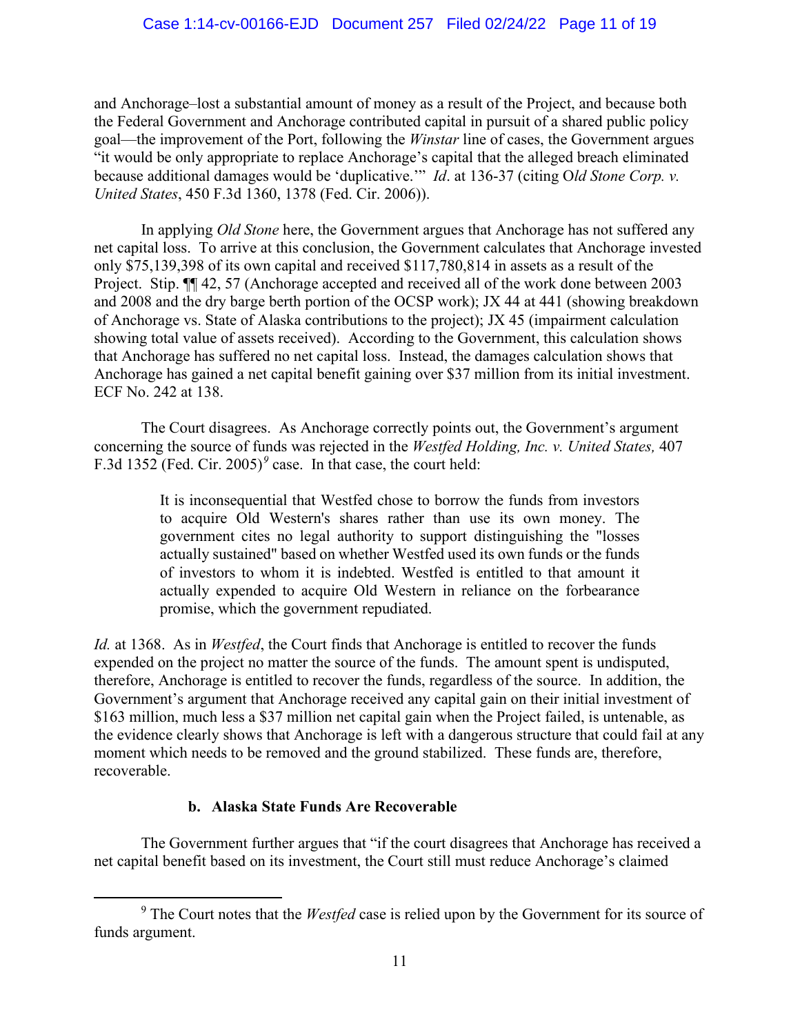and Anchorage–lost a substantial amount of money as a result of the Project, and because both the Federal Government and Anchorage contributed capital in pursuit of a shared public policy goal—the improvement of the Port, following the *Winstar* line of cases, the Government argues "it would be only appropriate to replace Anchorage's capital that the alleged breach eliminated because additional damages would be 'duplicative.'" *Id*. at 136-37 (citing O*ld Stone Corp. v. United States*, 450 F.3d 1360, 1378 (Fed. Cir. 2006)).

In applying *Old Stone* here, the Government argues that Anchorage has not suffered any net capital loss. To arrive at this conclusion, the Government calculates that Anchorage invested only $75,139,398 of its own capital and received $117,780,814 in assets as a result of the Project. Stip. ¶¶ 42, 57 (Anchorage accepted and received all of the work done between 2003 and 2008 and the dry barge berth portion of the OCSP work); JX 44 at 441 (showing breakdown of Anchorage vs. State of Alaska contributions to the project); JX 45 (impairment calculation showing total value of assets received). According to the Government, this calculation shows that Anchorage has suffered no net capital loss. Instead, the damages calculation shows that Anchorage has gained a net capital benefit gaining over $37 million from its initial investment. ECF No. 242 at 138.

The Court disagrees. As Anchorage correctly points out, the Government's argument concerning the source of funds was rejected in the *Westfed Holding, Inc. v. United States,* 407 F.3d 1352 (Fed. Cir. 2005)[9] case. In that case, the court held:

> It is inconsequential that Westfed chose to borrow the funds from investors to acquire Old Western's shares rather than use its own money. The government cites no legal authority to support distinguishing the "losses actually sustained" based on whether Westfed used its own funds or the funds of investors to whom it is indebted. Westfed is entitled to that amount it actually expended to acquire Old Western in reliance on the forbearance promise, which the government repudiated.

*Id.* at 1368. As in *Westfed*, the Court finds that Anchorage is entitled to recover the funds expended on the project no matter the source of the funds. The amount spent is undisputed, therefore, Anchorage is entitled to recover the funds, regardless of the source. In addition, the Government's argument that Anchorage received any capital gain on their initial investment of $163 million, much less a $37 million net capital gain when the Project failed, is untenable, as the evidence clearly shows that Anchorage is left with a dangerous structure that could fail at any moment which needs to be removed and the ground stabilized. These funds are, therefore, recoverable.

**b. Alaska State Funds Are Recoverable**

The Government further argues that "if the court disagrees that Anchorage has received a net capital benefit based on its investment, the Court still must reduce Anchorage's claimed

---

[9] The Court notes that the *Westfed* case is relied upon by the Government for its source of funds argument.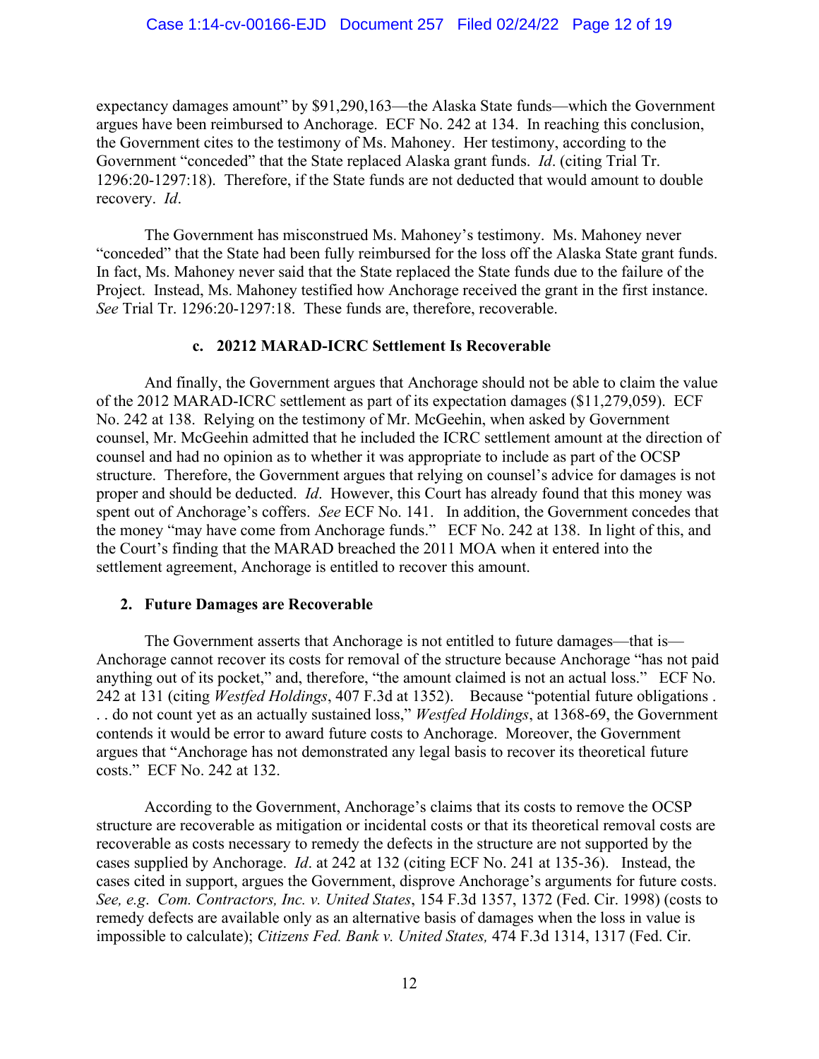expectancy damages amount" by $91,290,163—the Alaska State funds—which the Government argues have been reimbursed to Anchorage. ECF No. 242 at 134. In reaching this conclusion, the Government cites to the testimony of Ms. Mahoney. Her testimony, according to the Government "conceded" that the State replaced Alaska grant funds. *Id*. (citing Trial Tr. 1296:20-1297:18). Therefore, if the State funds are not deducted that would amount to double recovery. *Id*.

The Government has misconstrued Ms. Mahoney's testimony. Ms. Mahoney never "conceded" that the State had been fully reimbursed for the loss off the Alaska State grant funds. In fact, Ms. Mahoney never said that the State replaced the State funds due to the failure of the Project. Instead, Ms. Mahoney testified how Anchorage received the grant in the first instance. *See* Trial Tr. 1296:20-1297:18. These funds are, therefore, recoverable.

#### c. 20212 MARAD-ICRC Settlement Is Recoverable

And finally, the Government argues that Anchorage should not be able to claim the value of the 2012 MARAD-ICRC settlement as part of its expectation damages ($11,279,059). ECF No. 242 at 138. Relying on the testimony of Mr. McGeehin, when asked by Government counsel, Mr. McGeehin admitted that he included the ICRC settlement amount at the direction of counsel and had no opinion as to whether it was appropriate to include as part of the OCSP structure. Therefore, the Government argues that relying on counsel's advice for damages is not proper and should be deducted. *Id*. However, this Court has already found that this money was spent out of Anchorage's coffers. *See* ECF No. 141. In addition, the Government concedes that the money "may have come from Anchorage funds." ECF No. 242 at 138. In light of this, and the Court's finding that the MARAD breached the 2011 MOA when it entered into the settlement agreement, Anchorage is entitled to recover this amount.

### 2. Future Damages are Recoverable

The Government asserts that Anchorage is not entitled to future damages—that is—Anchorage cannot recover its costs for removal of the structure because Anchorage "has not paid anything out of its pocket," and, therefore, "the amount claimed is not an actual loss." ECF No. 242 at 131 (citing *Westfed Holdings*, 407 F.3d at 1352). Because "potential future obligations . . . do not count yet as an actually sustained loss," *Westfed Holdings*, at 1368-69, the Government contends it would be error to award future costs to Anchorage. Moreover, the Government argues that "Anchorage has not demonstrated any legal basis to recover its theoretical future costs." ECF No. 242 at 132.

According to the Government, Anchorage's claims that its costs to remove the OCSP structure are recoverable as mitigation or incidental costs or that its theoretical removal costs are recoverable as costs necessary to remedy the defects in the structure are not supported by the cases supplied by Anchorage. *Id*. at 242 at 132 (citing ECF No. 241 at 135-36). Instead, the cases cited in support, argues the Government, disprove Anchorage's arguments for future costs. *See, e.g*. *Com. Contractors, Inc. v. United States*, 154 F.3d 1357, 1372 (Fed. Cir. 1998) (costs to remedy defects are available only as an alternative basis of damages when the loss in value is impossible to calculate); *Citizens Fed. Bank v. United States,* 474 F.3d 1314, 1317 (Fed. Cir.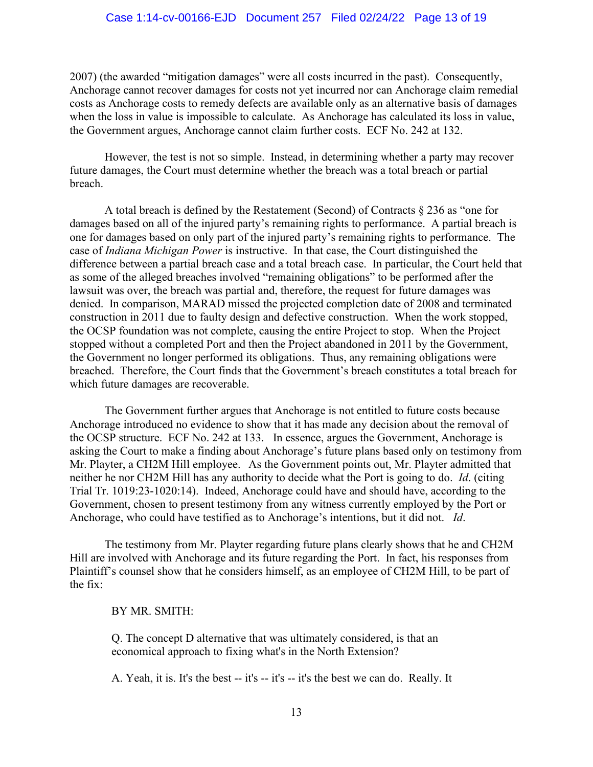2007) (the awarded "mitigation damages" were all costs incurred in the past). Consequently, Anchorage cannot recover damages for costs not yet incurred nor can Anchorage claim remedial costs as Anchorage costs to remedy defects are available only as an alternative basis of damages when the loss in value is impossible to calculate. As Anchorage has calculated its loss in value, the Government argues, Anchorage cannot claim further costs. ECF No. 242 at 132.

However, the test is not so simple. Instead, in determining whether a party may recover future damages, the Court must determine whether the breach was a total breach or partial breach.

A total breach is defined by the Restatement (Second) of Contracts § 236 as "one for damages based on all of the injured party's remaining rights to performance. A partial breach is one for damages based on only part of the injured party's remaining rights to performance. The case of *Indiana Michigan Power* is instructive. In that case, the Court distinguished the difference between a partial breach case and a total breach case. In particular, the Court held that as some of the alleged breaches involved "remaining obligations" to be performed after the lawsuit was over, the breach was partial and, therefore, the request for future damages was denied. In comparison, MARAD missed the projected completion date of 2008 and terminated construction in 2011 due to faulty design and defective construction. When the work stopped, the OCSP foundation was not complete, causing the entire Project to stop. When the Project stopped without a completed Port and then the Project abandoned in 2011 by the Government, the Government no longer performed its obligations. Thus, any remaining obligations were breached. Therefore, the Court finds that the Government's breach constitutes a total breach for which future damages are recoverable.

The Government further argues that Anchorage is not entitled to future costs because Anchorage introduced no evidence to show that it has made any decision about the removal of the OCSP structure. ECF No. 242 at 133. In essence, argues the Government, Anchorage is asking the Court to make a finding about Anchorage's future plans based only on testimony from Mr. Playter, a CH2M Hill employee. As the Government points out, Mr. Playter admitted that neither he nor CH2M Hill has any authority to decide what the Port is going to do. *Id*. (citing Trial Tr. 1019:23-1020:14). Indeed, Anchorage could have and should have, according to the Government, chosen to present testimony from any witness currently employed by the Port or Anchorage, who could have testified as to Anchorage's intentions, but it did not. *Id*.

The testimony from Mr. Playter regarding future plans clearly shows that he and CH2M Hill are involved with Anchorage and its future regarding the Port. In fact, his responses from Plaintiff's counsel show that he considers himself, as an employee of CH2M Hill, to be part of the fix:

> BY MR. SMITH:
>
> Q. The concept D alternative that was ultimately considered, is that an economical approach to fixing what's in the North Extension?
>
> A. Yeah, it is. It's the best -- it's -- it's -- it's the best we can do. Really. It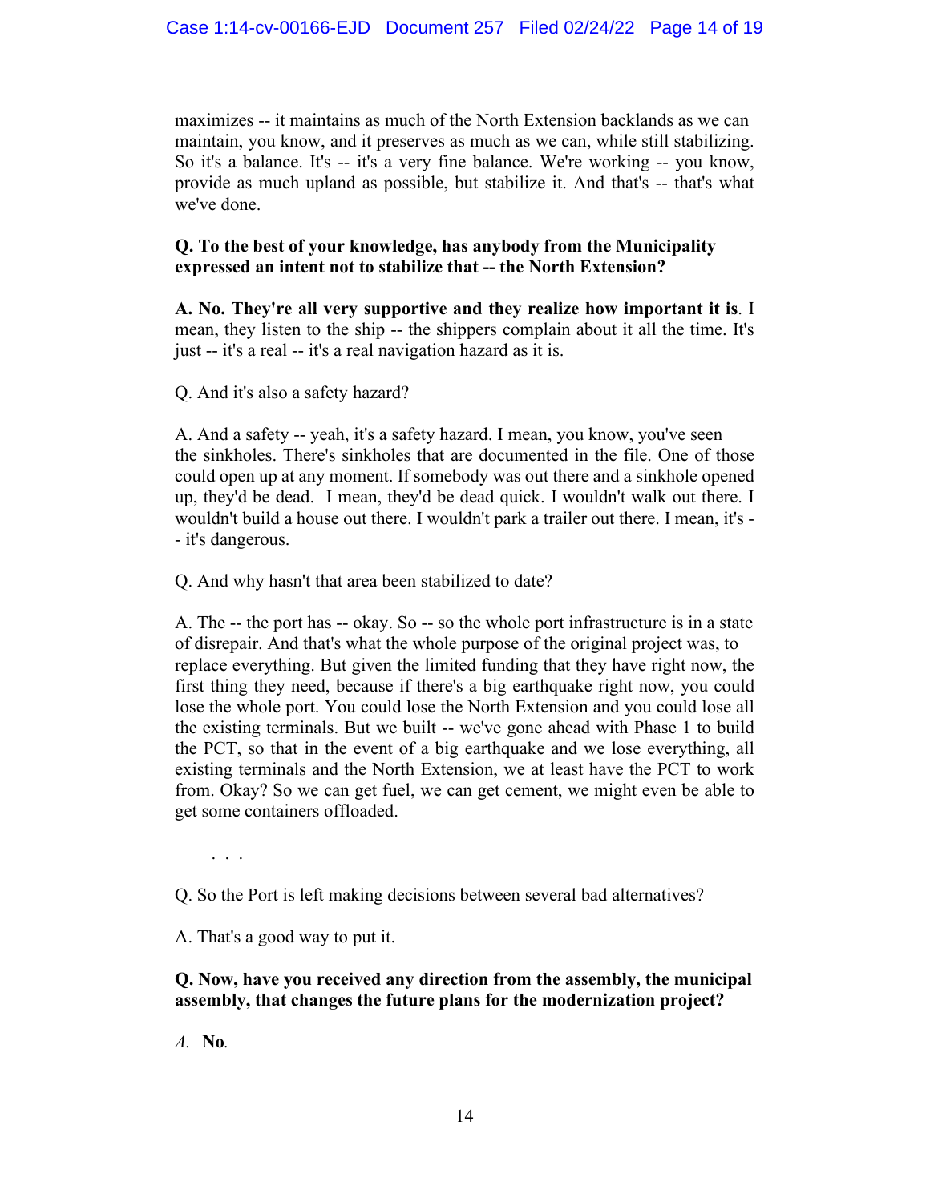maximizes -- it maintains as much of the North Extension backlands as we can maintain, you know, and it preserves as much as we can, while still stabilizing. So it's a balance. It's -- it's a very fine balance. We're working -- you know, provide as much upland as possible, but stabilize it. And that's -- that's what we've done.

**Q. To the best of your knowledge, has anybody from the Municipality expressed an intent not to stabilize that -- the North Extension?**

**A. No. They're all very supportive and they realize how important it is**. I mean, they listen to the ship -- the shippers complain about it all the time. It's just -- it's a real -- it's a real navigation hazard as it is.

Q. And it's also a safety hazard?

A. And a safety -- yeah, it's a safety hazard. I mean, you know, you've seen the sinkholes. There's sinkholes that are documented in the file. One of those could open up at any moment. If somebody was out there and a sinkhole opened up, they'd be dead. I mean, they'd be dead quick. I wouldn't walk out there. I wouldn't build a house out there. I wouldn't park a trailer out there. I mean, it's -- it's dangerous.

Q. And why hasn't that area been stabilized to date?

A. The -- the port has -- okay. So -- so the whole port infrastructure is in a state of disrepair. And that's what the whole purpose of the original project was, to replace everything. But given the limited funding that they have right now, the first thing they need, because if there's a big earthquake right now, you could lose the whole port. You could lose the North Extension and you could lose all the existing terminals. But we built -- we've gone ahead with Phase 1 to build the PCT, so that in the event of a big earthquake and we lose everything, all existing terminals and the North Extension, we at least have the PCT to work from. Okay? So we can get fuel, we can get cement, we might even be able to get some containers offloaded.

. . .

Q. So the Port is left making decisions between several bad alternatives?

A. That's a good way to put it.

**Q. Now, have you received any direction from the assembly, the municipal assembly, that changes the future plans for the modernization project?**

*A.* **No**.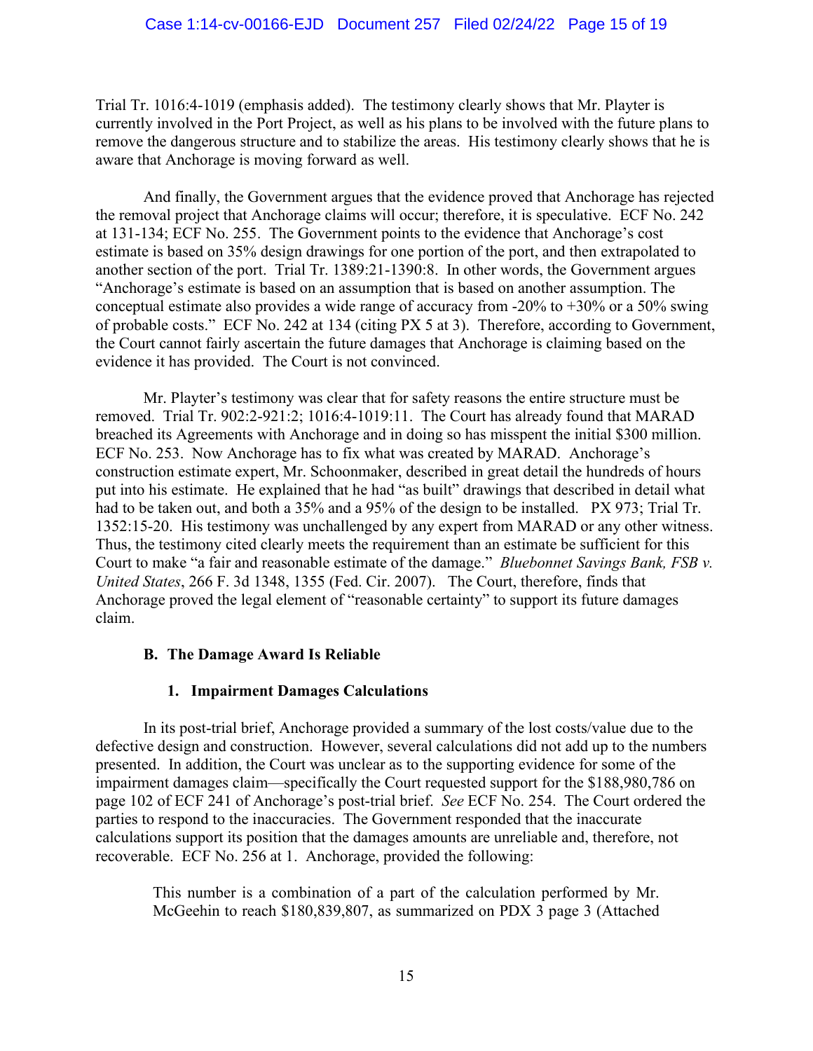Trial Tr. 1016:4-1019 (emphasis added). The testimony clearly shows that Mr. Playter is currently involved in the Port Project, as well as his plans to be involved with the future plans to remove the dangerous structure and to stabilize the areas. His testimony clearly shows that he is aware that Anchorage is moving forward as well.

And finally, the Government argues that the evidence proved that Anchorage has rejected the removal project that Anchorage claims will occur; therefore, it is speculative. ECF No. 242 at 131-134; ECF No. 255. The Government points to the evidence that Anchorage's cost estimate is based on 35% design drawings for one portion of the port, and then extrapolated to another section of the port. Trial Tr. 1389:21-1390:8. In other words, the Government argues "Anchorage's estimate is based on an assumption that is based on another assumption. The conceptual estimate also provides a wide range of accuracy from -20% to +30% or a 50% swing of probable costs." ECF No. 242 at 134 (citing PX 5 at 3). Therefore, according to Government, the Court cannot fairly ascertain the future damages that Anchorage is claiming based on the evidence it has provided. The Court is not convinced.

Mr. Playter's testimony was clear that for safety reasons the entire structure must be removed. Trial Tr. 902:2-921:2; 1016:4-1019:11. The Court has already found that MARAD breached its Agreements with Anchorage and in doing so has misspent the initial $300 million. ECF No. 253. Now Anchorage has to fix what was created by MARAD. Anchorage's construction estimate expert, Mr. Schoonmaker, described in great detail the hundreds of hours put into his estimate. He explained that he had "as built" drawings that described in detail what had to be taken out, and both a 35% and a 95% of the design to be installed. PX 973; Trial Tr. 1352:15-20. His testimony was unchallenged by any expert from MARAD or any other witness. Thus, the testimony cited clearly meets the requirement than an estimate be sufficient for this Court to make "a fair and reasonable estimate of the damage." *Bluebonnet Savings Bank, FSB v. United States*, 266 F. 3d 1348, 1355 (Fed. Cir. 2007). The Court, therefore, finds that Anchorage proved the legal element of "reasonable certainty" to support its future damages claim.

### B. The Damage Award Is Reliable

#### 1. Impairment Damages Calculations

In its post-trial brief, Anchorage provided a summary of the lost costs/value due to the defective design and construction. However, several calculations did not add up to the numbers presented. In addition, the Court was unclear as to the supporting evidence for some of the impairment damages claim—specifically the Court requested support for the $188,980,786 on page 102 of ECF 241 of Anchorage's post-trial brief. *See* ECF No. 254. The Court ordered the parties to respond to the inaccuracies. The Government responded that the inaccurate calculations support its position that the damages amounts are unreliable and, therefore, not recoverable. ECF No. 256 at 1. Anchorage, provided the following:

> This number is a combination of a part of the calculation performed by Mr. McGeehin to reach $180,839,807, as summarized on PDX 3 page 3 (Attached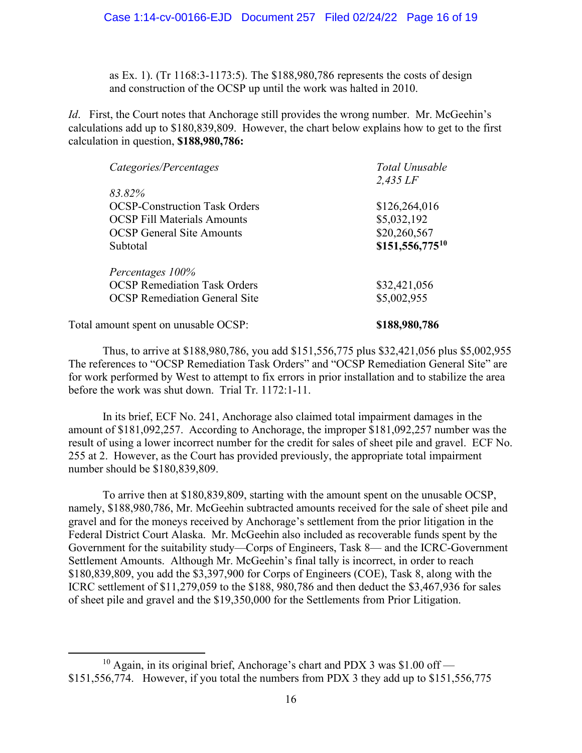as Ex. 1). (Tr 1168:3-1173:5). The $188,980,786 represents the costs of design and construction of the OCSP up until the work was halted in 2010.

*Id*. First, the Court notes that Anchorage still provides the wrong number. Mr. McGeehin's calculations add up to $180,839,809. However, the chart below explains how to get to the first calculation in question, **$188,980,786:**

| *Categories/Percentages* | *Total Unusable 2,435 LF* |
|---|---|
| *83.82%* | |
| OCSP-Construction Task Orders | $126,264,016 |
| OCSP Fill Materials Amounts | $5,032,192 |
| OCSP General Site Amounts | $20,260,567 |
| Subtotal | **$151,556,775**[10] |
| *Percentages 100%* | |
| OCSP Remediation Task Orders | $32,421,056 |
| OCSP Remediation General Site | $5,002,955 |
| Total amount spent on unusable OCSP: | **$188,980,786** |

Thus, to arrive at $188,980,786, you add $151,556,775 plus $32,421,056 plus $5,002,955 The references to "OCSP Remediation Task Orders" and "OCSP Remediation General Site" are for work performed by West to attempt to fix errors in prior installation and to stabilize the area before the work was shut down. Trial Tr. 1172:1-11.

In its brief, ECF No. 241, Anchorage also claimed total impairment damages in the amount of $181,092,257. According to Anchorage, the improper $181,092,257 number was the result of using a lower incorrect number for the credit for sales of sheet pile and gravel. ECF No. 255 at 2. However, as the Court has provided previously, the appropriate total impairment number should be $180,839,809.

To arrive then at $180,839,809, starting with the amount spent on the unusable OCSP, namely, $188,980,786, Mr. McGeehin subtracted amounts received for the sale of sheet pile and gravel and for the moneys received by Anchorage's settlement from the prior litigation in the Federal District Court Alaska. Mr. McGeehin also included as recoverable funds spent by the Government for the suitability study—Corps of Engineers, Task 8— and the ICRC-Government Settlement Amounts. Although Mr. McGeehin's final tally is incorrect, in order to reach $180,839,809, you add the $3,397,900 for Corps of Engineers (COE), Task 8, along with the ICRC settlement of $11,279,059 to the $188, 980,786 and then deduct the $3,467,936 for sales of sheet pile and gravel and the $19,350,000 for the Settlements from Prior Litigation.

[10] Again, in its original brief, Anchorage's chart and PDX 3 was $1.00 off — $151,556,774. However, if you total the numbers from PDX 3 they add up to $151,556,775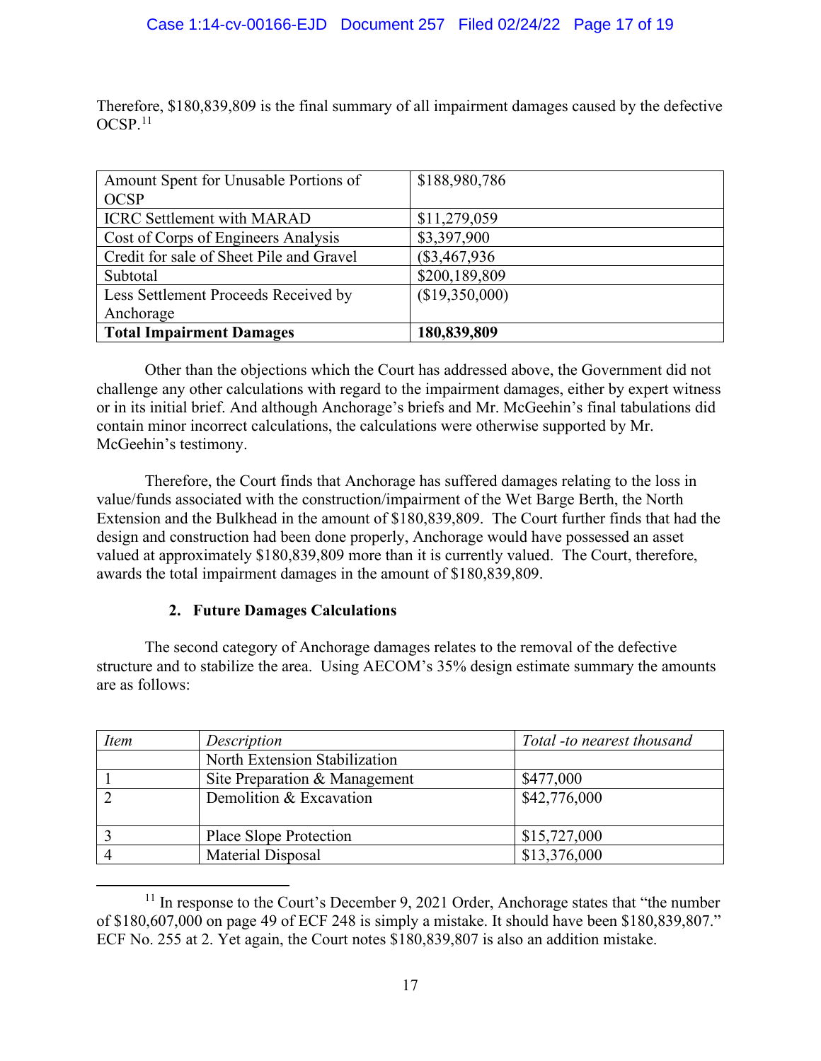Therefore, $180,839,809 is the final summary of all impairment damages caused by the defective OCSP.[11]

| Amount Spent for Unusable Portions of OCSP | $188,980,786 |
|---|---|
| ICRC Settlement with MARAD | $11,279,059 |
| Cost of Corps of Engineers Analysis | $3,397,900 |
| Credit for sale of Sheet Pile and Gravel | ($3,467,936 |
| Subtotal | $200,189,809 |
| Less Settlement Proceeds Received by Anchorage | ($19,350,000) |
| **Total Impairment Damages** | **180,839,809** |

Other than the objections which the Court has addressed above, the Government did not challenge any other calculations with regard to the impairment damages, either by expert witness or in its initial brief. And although Anchorage's briefs and Mr. McGeehin's final tabulations did contain minor incorrect calculations, the calculations were otherwise supported by Mr. McGeehin's testimony.

Therefore, the Court finds that Anchorage has suffered damages relating to the loss in value/funds associated with the construction/impairment of the Wet Barge Berth, the North Extension and the Bulkhead in the amount of $180,839,809. The Court further finds that had the design and construction had been done properly, Anchorage would have possessed an asset valued at approximately $180,839,809 more than it is currently valued. The Court, therefore, awards the total impairment damages in the amount of $180,839,809.

### 2. Future Damages Calculations

The second category of Anchorage damages relates to the removal of the defective structure and to stabilize the area. Using AECOM's 35% design estimate summary the amounts are as follows:

| *Item* | *Description* | *Total -to nearest thousand* |
|---|---|---|
| | North Extension Stabilization | |
| 1 | Site Preparation & Management | $477,000 |
| 2 | Demolition & Excavation | $42,776,000 |
| 3 | Place Slope Protection | $15,727,000 |
| 4 | Material Disposal | $13,376,000 |

[11] In response to the Court's December 9, 2021 Order, Anchorage states that "the number of $180,607,000 on page 49 of ECF 248 is simply a mistake. It should have been $180,839,807." ECF No. 255 at 2. Yet again, the Court notes $180,839,807 is also an addition mistake.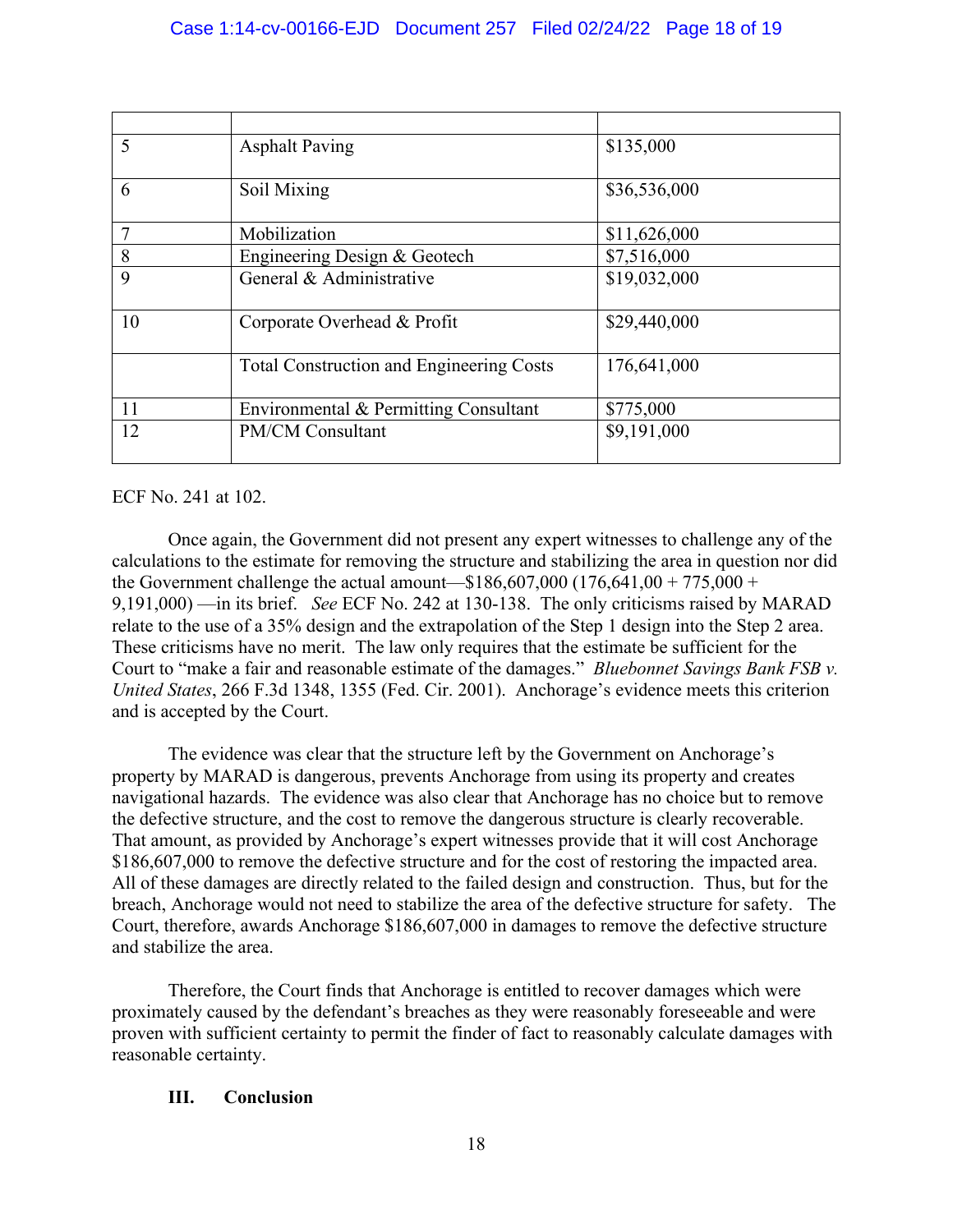| | | |
|---|---|---|
| 5 | Asphalt Paving | $135,000 |
| 6 | Soil Mixing | $36,536,000 |
| 7 | Mobilization | $11,626,000 |
| 8 | Engineering Design & Geotech | $7,516,000 |
| 9 | General & Administrative | $19,032,000 |
| 10 | Corporate Overhead & Profit | $29,440,000 |
| | Total Construction and Engineering Costs | 176,641,000 |
| 11 | Environmental & Permitting Consultant | $775,000 |
| 12 | PM/CM Consultant | $9,191,000 |

ECF No. 241 at 102.

Once again, the Government did not present any expert witnesses to challenge any of the calculations to the estimate for removing the structure and stabilizing the area in question nor did the Government challenge the actual amount—$186,607,000 (176,641,00 + 775,000 + 9,191,000) —in its brief. *See* ECF No. 242 at 130-138. The only criticisms raised by MARAD relate to the use of a 35% design and the extrapolation of the Step 1 design into the Step 2 area. These criticisms have no merit. The law only requires that the estimate be sufficient for the Court to "make a fair and reasonable estimate of the damages." *Bluebonnet Savings Bank FSB v. United States*, 266 F.3d 1348, 1355 (Fed. Cir. 2001). Anchorage's evidence meets this criterion and is accepted by the Court.

The evidence was clear that the structure left by the Government on Anchorage's property by MARAD is dangerous, prevents Anchorage from using its property and creates navigational hazards. The evidence was also clear that Anchorage has no choice but to remove the defective structure, and the cost to remove the dangerous structure is clearly recoverable. That amount, as provided by Anchorage's expert witnesses provide that it will cost Anchorage $186,607,000 to remove the defective structure and for the cost of restoring the impacted area. All of these damages are directly related to the failed design and construction. Thus, but for the breach, Anchorage would not need to stabilize the area of the defective structure for safety. The Court, therefore, awards Anchorage $186,607,000 in damages to remove the defective structure and stabilize the area.

Therefore, the Court finds that Anchorage is entitled to recover damages which were proximately caused by the defendant's breaches as they were reasonably foreseeable and were proven with sufficient certainty to permit the finder of fact to reasonably calculate damages with reasonable certainty.

## III. Conclusion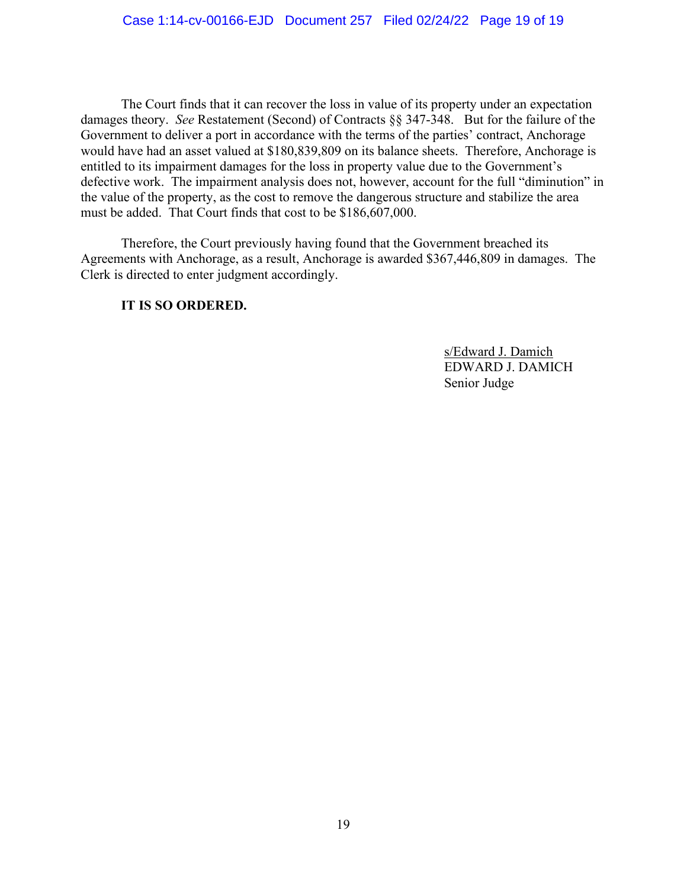The Court finds that it can recover the loss in value of its property under an expectation damages theory. *See* Restatement (Second) of Contracts §§ 347-348. But for the failure of the Government to deliver a port in accordance with the terms of the parties' contract, Anchorage would have had an asset valued at $180,839,809 on its balance sheets. Therefore, Anchorage is entitled to its impairment damages for the loss in property value due to the Government's defective work. The impairment analysis does not, however, account for the full "diminution" in the value of the property, as the cost to remove the dangerous structure and stabilize the area must be added. That Court finds that cost to be $186,607,000.

Therefore, the Court previously having found that the Government breached its Agreements with Anchorage, as a result, Anchorage is awarded $367,446,809 in damages. The Clerk is directed to enter judgment accordingly.

**IT IS SO ORDERED.**

s/Edward J. Damich
EDWARD J. DAMICH
Senior Judge